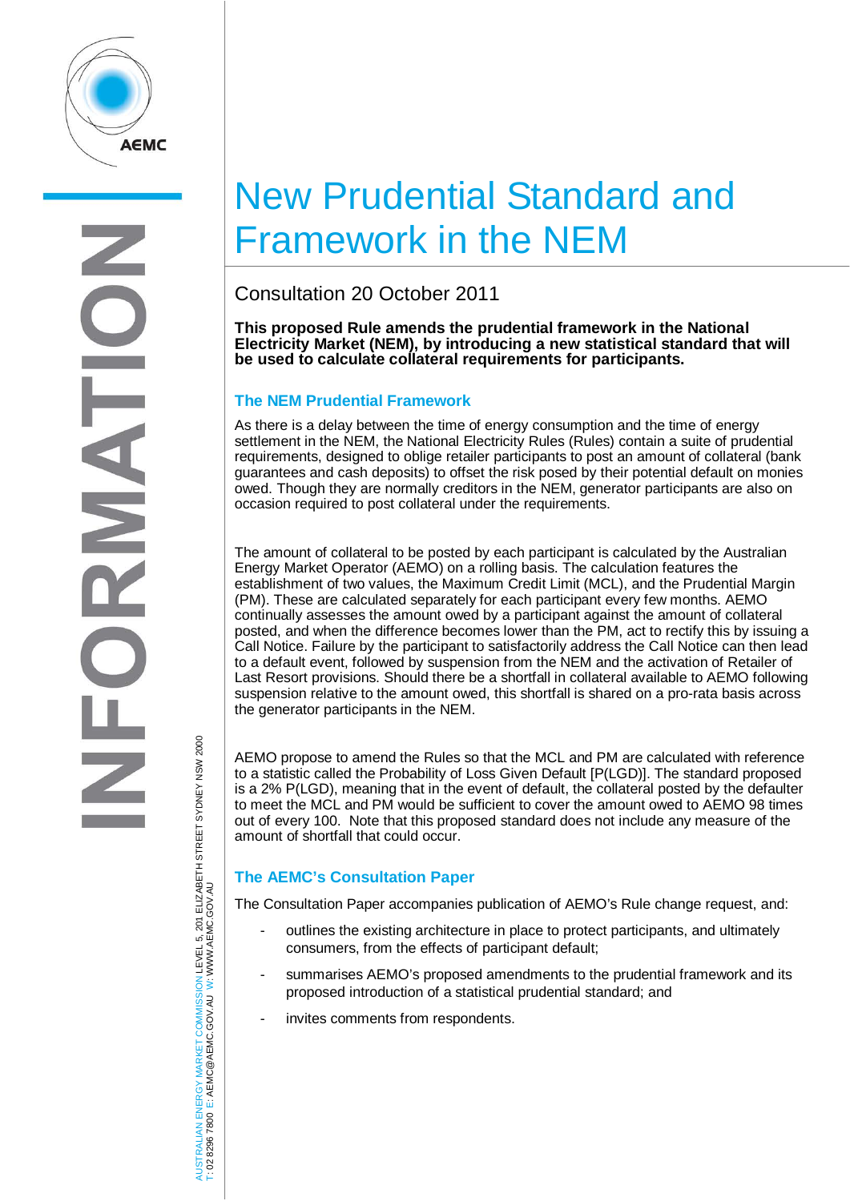# New Prudential Standard and Framework in the NEM

## Consultation 20 October 2011

**This proposed Rule amends the prudential framework in the National Electricity Market (NEM), by introducing a new statistical standard that will be used to calculate collateral requirements for participants.**

### The NEM Prudential Framework

As there is a delay between the time of energy consumption and the time of energy settlement in the NEM, the National Electricity Rules (Rules) contain a suite of prudential requirements, designed to oblige retailer participants to post an amount of collateral (bank guarantees and cash deposits) to offset the risk posed by their potential default on monies owed. Though they are normally creditors in the NEM, generator participants are also on occasion required to post collateral under the requirements.

The amount of collateral to be posted by each participant is calculated by the Australian Energy Market Operator (AEMO) on a rolling basis. The calculation features the establishment of two values, the Maximum Credit Limit (MCL), and the Prudential Margin (PM). These are calculated separately for each participant every few months. AEMO continually assesses the amount owed by a participant against the amount of collateral posted, and when the difference becomes lower than the PM, act to rectify this by issuing a Call Notice. Failure by the participant to satisfactorily address the Call Notice can then lead to a default event, followed by suspension from the NEM and the activation of Retailer of Last Resort provisions. Should there be a shortfall in collateral available to AEMO following suspension relative to the amount owed, this shortfall is shared on a pro-rata basis across the generator participants in the NEM.

AEMO propose to amend the Rules so that the MCL and PM are calculated with reference to a statistic called the Probability of Loss Given Default [P(LGD)]. The standard proposed is a 2% P(LGD), meaning that in the event of default, the collateral posted by the defaulter to meet the MCL and PM would be sufficient to cover the amount owed to AEMO 98 times out of every 100. Note that this proposed standard does not include any measure of the amount of shortfall that could occur.

### The AEMC's Consultation Paper

The Consultation Paper accompanies publication of AEMO's Rule change request, and:

- outlines the existing architecture in place to protect participants, and ultimately consumers, from the effects of participant default;
- summarises AEMO's proposed amendments to the prudential framework and its proposed introduction of a statistical prudential standard; and
- invites comments from respondents.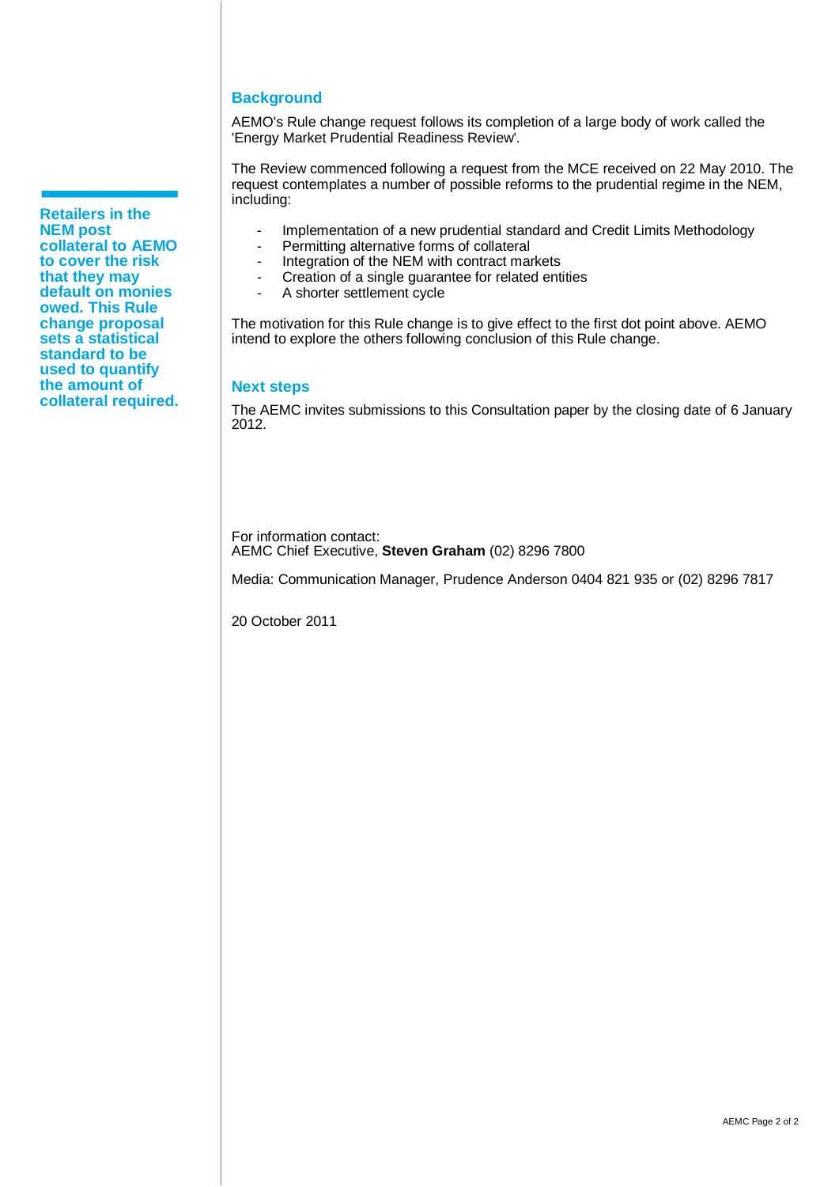**Retailers in the NEM post collateral to AEMO to cover the risk that they may default on monies owed. This Rule change proposal sets a statistical standard to be used to quantify the amount of collateral required.**

## Background

AEMO's Rule change request follows its completion of a large body of work called the 'Energy Market Prudential Readiness Review'.

The Review commenced following a request from the MCE received on 22 May 2010. The request contemplates a number of possible reforms to the prudential regime in the NEM, including:

- Implementation of a new prudential standard and Credit Limits Methodology
- Permitting alternative forms of collateral
- Integration of the NEM with contract markets
- Creation of a single guarantee for related entities
- A shorter settlement cycle

The motivation for this Rule change is to give effect to the first dot point above. AEMO intend to explore the others following conclusion of this Rule change.

## Next steps

The AEMC invites submissions to this Consultation paper by the closing date of 6 January 2012.

For information contact:
AEMC Chief Executive, **Steven Graham** (02) 8296 7800

Media: Communication Manager, Prudence Anderson 0404 821 935 or (02) 8296 7817

20 October 2011